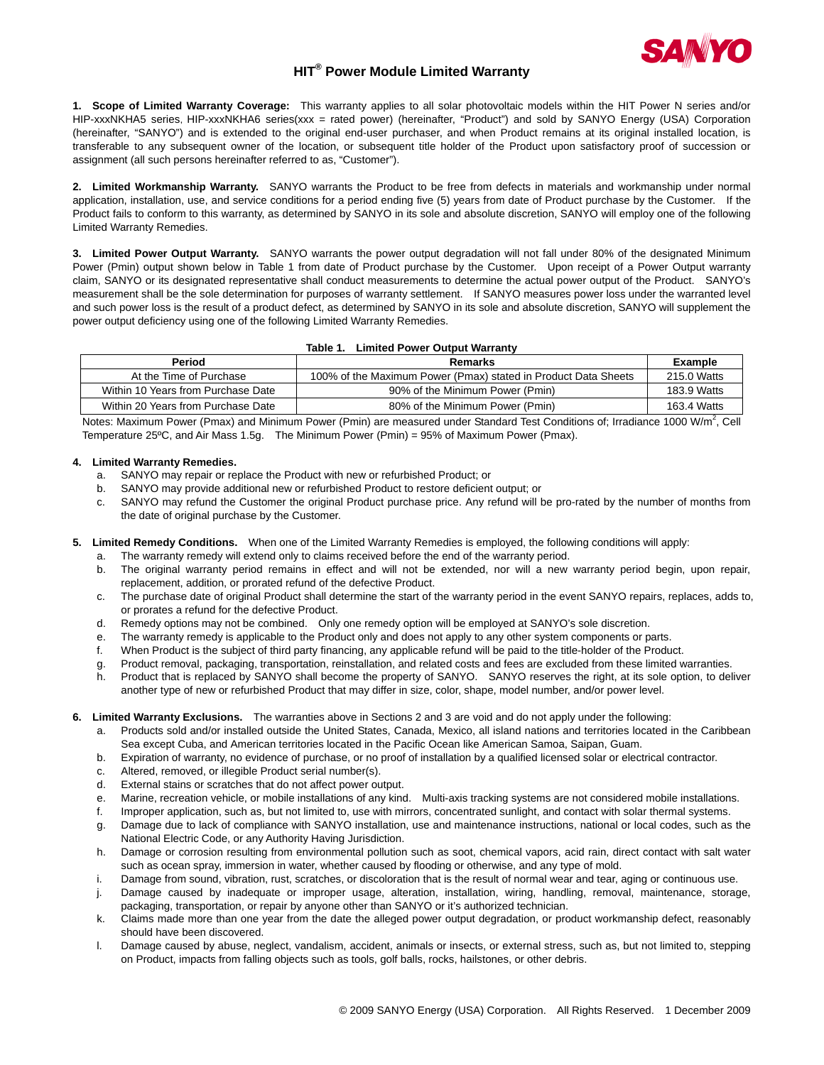# HIT® Power Module Limited Warranty

**1. Scope of Limited Warranty Coverage:** This warranty applies to all solar photovoltaic models within the HIT Power N series and/or HIP-xxxNKHA5 series, HIP-xxxNKHA6 series(xxx = rated power) (hereinafter, "Product") and sold by SANYO Energy (USA) Corporation (hereinafter, "SANYO") and is extended to the original end-user purchaser, and when Product remains at its original installed location, is transferable to any subsequent owner of the location, or subsequent title holder of the Product upon satisfactory proof of succession or assignment (all such persons hereinafter referred to as, "Customer").

**2. Limited Workmanship Warranty.** SANYO warrants the Product to be free from defects in materials and workmanship under normal application, installation, use, and service conditions for a period ending five (5) years from date of Product purchase by the Customer. If the Product fails to conform to this warranty, as determined by SANYO in its sole and absolute discretion, SANYO will employ one of the following Limited Warranty Remedies.

**3. Limited Power Output Warranty.** SANYO warrants the power output degradation will not fall under 80% of the designated Minimum Power (Pmin) output shown below in Table 1 from date of Product purchase by the Customer. Upon receipt of a Power Output warranty claim, SANYO or its designated representative shall conduct measurements to determine the actual power output of the Product. SANYO's measurement shall be the sole determination for purposes of warranty settlement. If SANYO measures power loss under the warranted level and such power loss is the result of a product defect, as determined by SANYO in its sole and absolute discretion, SANYO will supplement the power output deficiency using one of the following Limited Warranty Remedies.

**Table 1. Limited Power Output Warranty**

| Period | Remarks | Example |
|---|---|---|
| At the Time of Purchase | 100% of the Maximum Power (Pmax) stated in Product Data Sheets | 215.0 Watts |
| Within 10 Years from Purchase Date | 90% of the Minimum Power (Pmin) | 183.9 Watts |
| Within 20 Years from Purchase Date | 80% of the Minimum Power (Pmin) | 163.4 Watts |

Notes: Maximum Power (Pmax) and Minimum Power (Pmin) are measured under Standard Test Conditions of; Irradiance 1000 W/$m^2$, Cell Temperature 25ºC, and Air Mass 1.5g. The Minimum Power (Pmin) = 95% of Maximum Power (Pmax).

**4. Limited Warranty Remedies.**

a. SANYO may repair or replace the Product with new or refurbished Product; or
b. SANYO may provide additional new or refurbished Product to restore deficient output; or
c. SANYO may refund the Customer the original Product purchase price. Any refund will be pro-rated by the number of months from the date of original purchase by the Customer.

**5. Limited Remedy Conditions.** When one of the Limited Warranty Remedies is employed, the following conditions will apply:

a. The warranty remedy will extend only to claims received before the end of the warranty period.
b. The original warranty period remains in effect and will not be extended, nor will a new warranty period begin, upon repair, replacement, addition, or prorated refund of the defective Product.
c. The purchase date of original Product shall determine the start of the warranty period in the event SANYO repairs, replaces, adds to, or prorates a refund for the defective Product.
d. Remedy options may not be combined. Only one remedy option will be employed at SANYO's sole discretion.
e. The warranty remedy is applicable to the Product only and does not apply to any other system components or parts.
f. When Product is the subject of third party financing, any applicable refund will be paid to the title-holder of the Product.
g. Product removal, packaging, transportation, reinstallation, and related costs and fees are excluded from these limited warranties.
h. Product that is replaced by SANYO shall become the property of SANYO. SANYO reserves the right, at its sole option, to deliver another type of new or refurbished Product that may differ in size, color, shape, model number, and/or power level.

**6. Limited Warranty Exclusions.** The warranties above in Sections 2 and 3 are void and do not apply under the following:

a. Products sold and/or installed outside the United States, Canada, Mexico, all island nations and territories located in the Caribbean Sea except Cuba, and American territories located in the Pacific Ocean like American Samoa, Saipan, Guam.
b. Expiration of warranty, no evidence of purchase, or no proof of installation by a qualified licensed solar or electrical contractor.
c. Altered, removed, or illegible Product serial number(s).
d. External stains or scratches that do not affect power output.
e. Marine, recreation vehicle, or mobile installations of any kind. Multi-axis tracking systems are not considered mobile installations.
f. Improper application, such as, but not limited to, use with mirrors, concentrated sunlight, and contact with solar thermal systems.
g. Damage due to lack of compliance with SANYO installation, use and maintenance instructions, national or local codes, such as the National Electric Code, or any Authority Having Jurisdiction.
h. Damage or corrosion resulting from environmental pollution such as soot, chemical vapors, acid rain, direct contact with salt water such as ocean spray, immersion in water, whether caused by flooding or otherwise, and any type of mold.
i. Damage from sound, vibration, rust, scratches, or discoloration that is the result of normal wear and tear, aging or continuous use.
j. Damage caused by inadequate or improper usage, alteration, installation, wiring, handling, removal, maintenance, storage, packaging, transportation, or repair by anyone other than SANYO or it's authorized technician.
k. Claims made more than one year from the date the alleged power output degradation, or product workmanship defect, reasonably should have been discovered.
l. Damage caused by abuse, neglect, vandalism, accident, animals or insects, or external stress, such as, but not limited to, stepping on Product, impacts from falling objects such as tools, golf balls, rocks, hailstones, or other debris.

© 2009 SANYO Energy (USA) Corporation. All Rights Reserved. 1 December 2009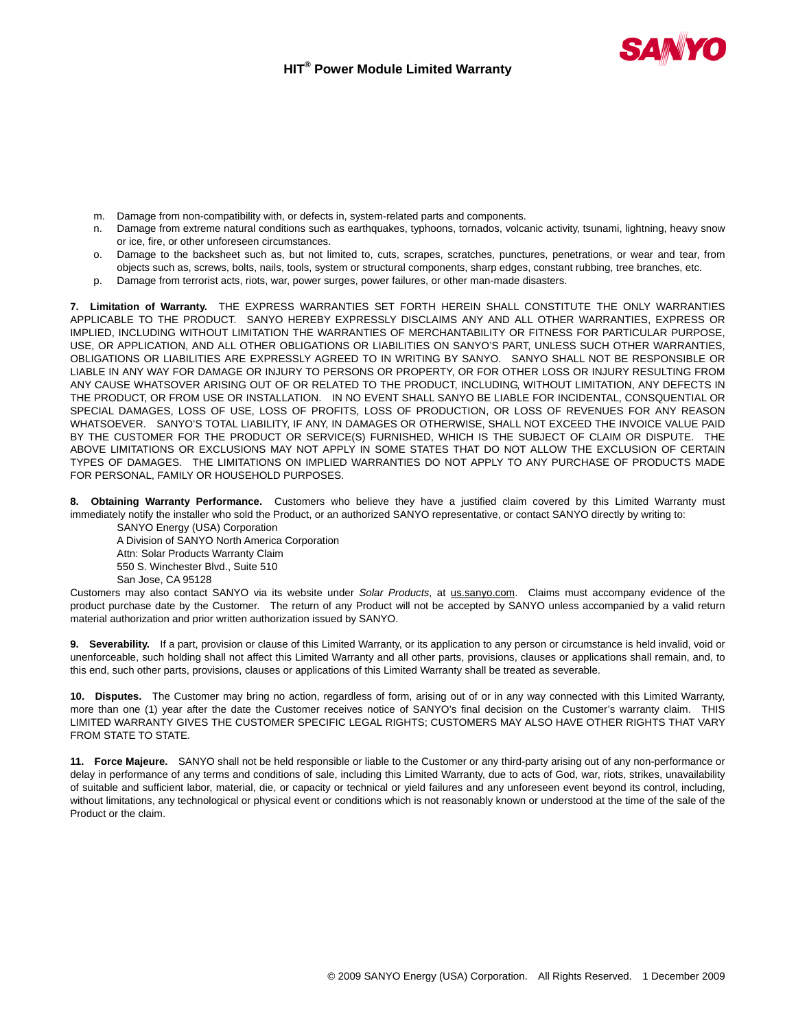m. Damage from non-compatibility with, or defects in, system-related parts and components.
n. Damage from extreme natural conditions such as earthquakes, typhoons, tornados, volcanic activity, tsunami, lightning, heavy snow or ice, fire, or other unforeseen circumstances.
o. Damage to the backsheet such as, but not limited to, cuts, scrapes, scratches, punctures, penetrations, or wear and tear, from objects such as, screws, bolts, nails, tools, system or structural components, sharp edges, constant rubbing, tree branches, etc.
p. Damage from terrorist acts, riots, war, power surges, power failures, or other man-made disasters.

**7. Limitation of Warranty.** THE EXPRESS WARRANTIES SET FORTH HEREIN SHALL CONSTITUTE THE ONLY WARRANTIES APPLICABLE TO THE PRODUCT. SANYO HEREBY EXPRESSLY DISCLAIMS ANY AND ALL OTHER WARRANTIES, EXPRESS OR IMPLIED, INCLUDING WITHOUT LIMITATION THE WARRANTIES OF MERCHANTABILITY OR FITNESS FOR PARTICULAR PURPOSE, USE, OR APPLICATION, AND ALL OTHER OBLIGATIONS OR LIABILITIES ON SANYO'S PART, UNLESS SUCH OTHER WARRANTIES, OBLIGATIONS OR LIABILITIES ARE EXPRESSLY AGREED TO IN WRITING BY SANYO. SANYO SHALL NOT BE RESPONSIBLE OR LIABLE IN ANY WAY FOR DAMAGE OR INJURY TO PERSONS OR PROPERTY, OR FOR OTHER LOSS OR INJURY RESULTING FROM ANY CAUSE WHATSOVER ARISING OUT OF OR RELATED TO THE PRODUCT, INCLUDING, WITHOUT LIMITATION, ANY DEFECTS IN THE PRODUCT, OR FROM USE OR INSTALLATION. IN NO EVENT SHALL SANYO BE LIABLE FOR INCIDENTAL, CONSQUENTIAL OR SPECIAL DAMAGES, LOSS OF USE, LOSS OF PROFITS, LOSS OF PRODUCTION, OR LOSS OF REVENUES FOR ANY REASON WHATSOEVER. SANYO'S TOTAL LIABILITY, IF ANY, IN DAMAGES OR OTHERWISE, SHALL NOT EXCEED THE INVOICE VALUE PAID BY THE CUSTOMER FOR THE PRODUCT OR SERVICE(S) FURNISHED, WHICH IS THE SUBJECT OF CLAIM OR DISPUTE. THE ABOVE LIMITATIONS OR EXCLUSIONS MAY NOT APPLY IN SOME STATES THAT DO NOT ALLOW THE EXCLUSION OF CERTAIN TYPES OF DAMAGES. THE LIMITATIONS ON IMPLIED WARRANTIES DO NOT APPLY TO ANY PURCHASE OF PRODUCTS MADE FOR PERSONAL, FAMILY OR HOUSEHOLD PURPOSES.

**8. Obtaining Warranty Performance.** Customers who believe they have a justified claim covered by this Limited Warranty must immediately notify the installer who sold the Product, or an authorized SANYO representative, or contact SANYO directly by writing to:

SANYO Energy (USA) Corporation
A Division of SANYO North America Corporation
Attn: Solar Products Warranty Claim
550 S. Winchester Blvd., Suite 510
San Jose, CA 95128

Customers may also contact SANYO via its website under *Solar Products*, at us.sanyo.com. Claims must accompany evidence of the product purchase date by the Customer. The return of any Product will not be accepted by SANYO unless accompanied by a valid return material authorization and prior written authorization issued by SANYO.

**9. Severability.** If a part, provision or clause of this Limited Warranty, or its application to any person or circumstance is held invalid, void or unenforceable, such holding shall not affect this Limited Warranty and all other parts, provisions, clauses or applications shall remain, and, to this end, such other parts, provisions, clauses or applications of this Limited Warranty shall be treated as severable.

**10. Disputes.** The Customer may bring no action, regardless of form, arising out of or in any way connected with this Limited Warranty, more than one (1) year after the date the Customer receives notice of SANYO's final decision on the Customer's warranty claim. THIS LIMITED WARRANTY GIVES THE CUSTOMER SPECIFIC LEGAL RIGHTS; CUSTOMERS MAY ALSO HAVE OTHER RIGHTS THAT VARY FROM STATE TO STATE.

**11. Force Majeure.** SANYO shall not be held responsible or liable to the Customer or any third-party arising out of any non-performance or delay in performance of any terms and conditions of sale, including this Limited Warranty, due to acts of God, war, riots, strikes, unavailability of suitable and sufficient labor, material, die, or capacity or technical or yield failures and any unforeseen event beyond its control, including, without limitations, any technological or physical event or conditions which is not reasonably known or understood at the time of the sale of the Product or the claim.

© 2009 SANYO Energy (USA) Corporation. All Rights Reserved. 1 December 2009